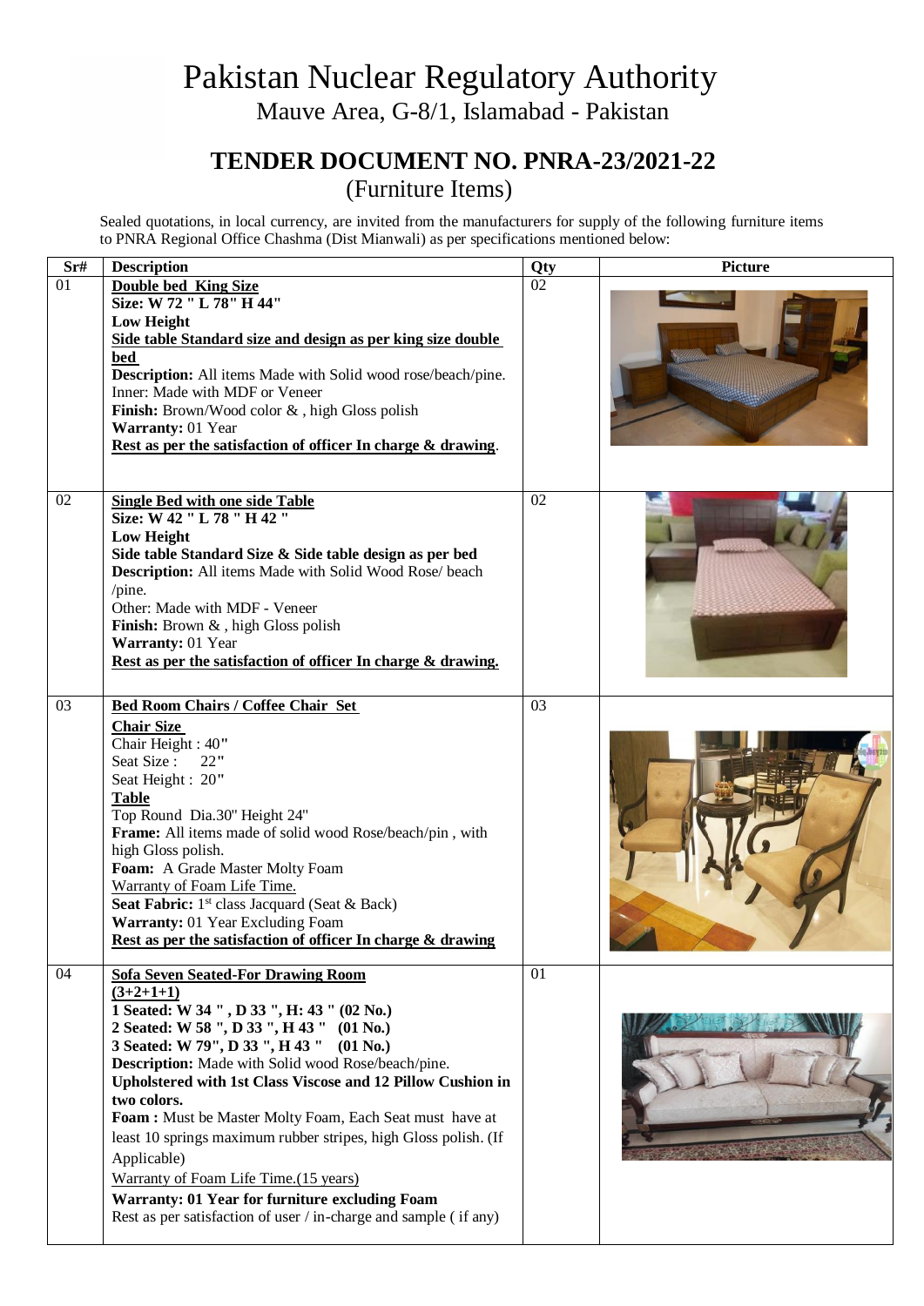# Pakistan Nuclear Regulatory Authority

Mauve Area, G-8/1, Islamabad - Pakistan

## TENDER DOCUMENT NO. PNRA-23/2021-22

(Furniture Items)

Sealed quotations, in local currency, are invited from the manufacturers for supply of the following furniture items to PNRA Regional Office Chashma (Dist Mianwali) as per specifications mentioned below:

| Sr# | Description | Qty | Picture |
|---|---|---|---|
| 01 | **Double bed King Size**<br>**Size: W 72 " L 78" H 44"**<br>**Low Height**<br>**Side table Standard size and design as per king size double bed**<br>**Description:** All items Made with Solid wood rose/beach/pine. Inner: Made with MDF or Veneer<br>**Finish:** Brown/Wood color & , high Gloss polish<br>**Warranty:** 01 Year<br>**Rest as per the satisfaction of officer In charge & drawing**. | 02 | |
| 02 | **Single Bed with one side Table**<br>**Size: W 42 " L 78 " H 42 "**<br>**Low Height**<br>**Side table Standard Size & Side table design as per bed**<br>**Description:** All items Made with Solid Wood Rose/ beach /pine.<br>Other: Made with MDF - Veneer<br>**Finish:** Brown & , high Gloss polish<br>**Warranty:** 01 Year<br>**Rest as per the satisfaction of officer In charge & drawing.** | 02 | |
| 03 | **Bed Room Chairs / Coffee Chair Set**<br>**Chair Size**<br>Chair Height : 40"<br>Seat Size : 22"<br>Seat Height : 20"<br>**Table**<br>Top Round Dia.30" Height 24"<br>**Frame:** All items made of solid wood Rose/beach/pin , with high Gloss polish.<br>**Foam:** A Grade Master Molty Foam<br>Warranty of Foam Life Time.<br>**Seat Fabric:** 1st class Jacquard (Seat & Back)<br>**Warranty:** 01 Year Excluding Foam<br>**Rest as per the satisfaction of officer In charge & drawing** | 03 | |
| 04 | **Sofa Seven Seated-For Drawing Room**<br>**(3+2+1+1)**<br>**1 Seated: W 34 " , D 33 ", H: 43 " (02 No.)**<br>**2 Seated: W 58 ", D 33 ", H 43 " (01 No.)**<br>**3 Seated: W 79", D 33 ", H 43 " (01 No.)**<br>**Description:** Made with Solid wood Rose/beach/pine.<br>**Upholstered with 1st Class Viscose and 12 Pillow Cushion in two colors.**<br>**Foam :** Must be Master Molty Foam, Each Seat must have at least 10 springs maximum rubber stripes, high Gloss polish. (If Applicable)<br>Warranty of Foam Life Time.(15 years)<br>**Warranty: 01 Year for furniture excluding Foam**<br>Rest as per satisfaction of user / in-charge and sample ( if any) | 01 | |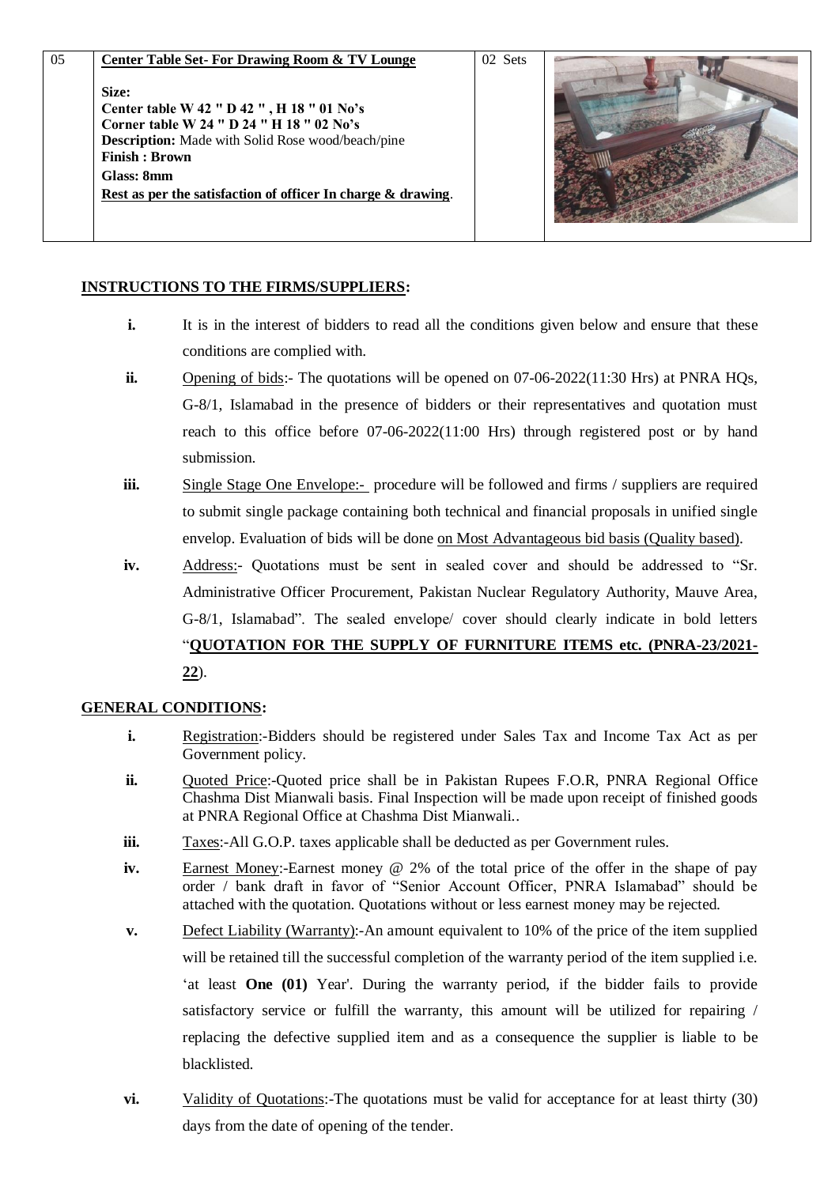| 05 | **Center Table Set- For Drawing Room & TV Lounge**<br><br>**Size:**<br>**Center table W 42 " D 42 " , H 18 " 01 No's**<br>**Corner table W 24 " D 24 " H 18 " 02 No's**<br>**Description:** Made with Solid Rose wood/beach/pine<br>**Finish : Brown**<br>**Glass: 8mm**<br>**Rest as per the satisfaction of officer In charge & drawing**. | 02 Sets | |
|---|---|---|---|

**INSTRUCTIONS TO THE FIRMS/SUPPLIERS:**

i. It is in the interest of bidders to read all the conditions given below and ensure that these conditions are complied with.

ii. Opening of bids:- The quotations will be opened on 07-06-2022(11:30 Hrs) at PNRA HQs, G-8/1, Islamabad in the presence of bidders or their representatives and quotation must reach to this office before 07-06-2022(11:00 Hrs) through registered post or by hand submission.

iii. Single Stage One Envelope:- procedure will be followed and firms / suppliers are required to submit single package containing both technical and financial proposals in unified single envelop. Evaluation of bids will be done on Most Advantageous bid basis (Quality based).

iv. Address:- Quotations must be sent in sealed cover and should be addressed to "Sr. Administrative Officer Procurement, Pakistan Nuclear Regulatory Authority, Mauve Area, G-8/1, Islamabad". The sealed envelope/ cover should clearly indicate in bold letters "**QUOTATION FOR THE SUPPLY OF FURNITURE ITEMS etc. (PNRA-23/2021-22**).

**GENERAL CONDITIONS:**

i. Registration:-Bidders should be registered under Sales Tax and Income Tax Act as per Government policy.

ii. Quoted Price:-Quoted price shall be in Pakistan Rupees F.O.R, PNRA Regional Office Chashma Dist Mianwali basis. Final Inspection will be made upon receipt of finished goods at PNRA Regional Office at Chashma Dist Mianwali..

iii. Taxes:-All G.O.P. taxes applicable shall be deducted as per Government rules.

iv. Earnest Money:-Earnest money @ 2% of the total price of the offer in the shape of pay order / bank draft in favor of "Senior Account Officer, PNRA Islamabad" should be attached with the quotation. Quotations without or less earnest money may be rejected.

v. Defect Liability (Warranty):-An amount equivalent to 10% of the price of the item supplied will be retained till the successful completion of the warranty period of the item supplied i.e. 'at least **One (01)** Year'. During the warranty period, if the bidder fails to provide satisfactory service or fulfill the warranty, this amount will be utilized for repairing / replacing the defective supplied item and as a consequence the supplier is liable to be blacklisted.

vi. Validity of Quotations:-The quotations must be valid for acceptance for at least thirty (30) days from the date of opening of the tender.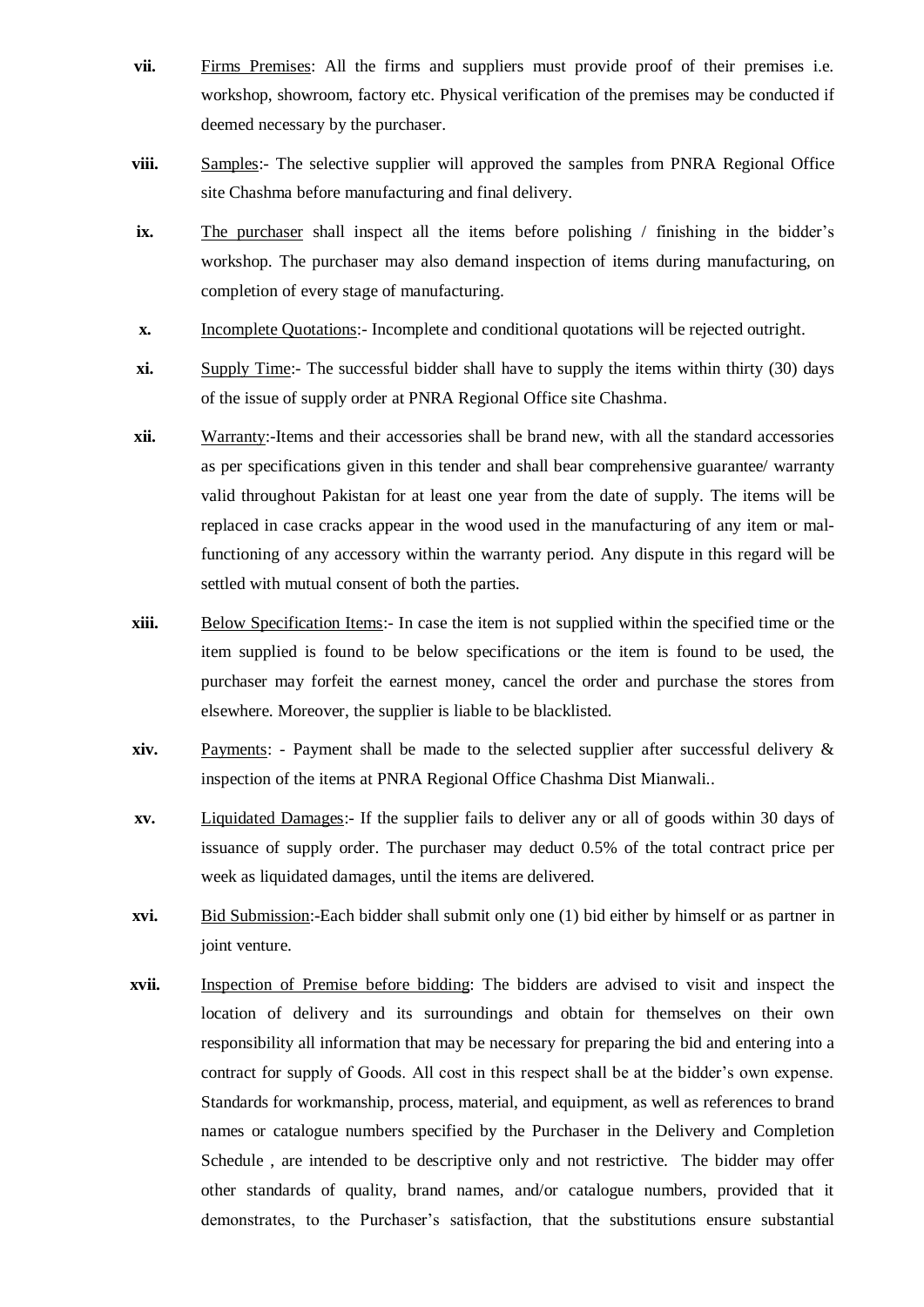**vii.** Firms Premises: All the firms and suppliers must provide proof of their premises i.e. workshop, showroom, factory etc. Physical verification of the premises may be conducted if deemed necessary by the purchaser.

**viii.** Samples:- The selective supplier will approved the samples from PNRA Regional Office site Chashma before manufacturing and final delivery.

**ix.** The purchaser shall inspect all the items before polishing / finishing in the bidder's workshop. The purchaser may also demand inspection of items during manufacturing, on completion of every stage of manufacturing.

**x.** Incomplete Quotations:- Incomplete and conditional quotations will be rejected outright.

**xi.** Supply Time:- The successful bidder shall have to supply the items within thirty (30) days of the issue of supply order at PNRA Regional Office site Chashma.

**xii.** Warranty:-Items and their accessories shall be brand new, with all the standard accessories as per specifications given in this tender and shall bear comprehensive guarantee/ warranty valid throughout Pakistan for at least one year from the date of supply. The items will be replaced in case cracks appear in the wood used in the manufacturing of any item or mal-functioning of any accessory within the warranty period. Any dispute in this regard will be settled with mutual consent of both the parties.

**xiii.** Below Specification Items:- In case the item is not supplied within the specified time or the item supplied is found to be below specifications or the item is found to be used, the purchaser may forfeit the earnest money, cancel the order and purchase the stores from elsewhere. Moreover, the supplier is liable to be blacklisted.

**xiv.** Payments: - Payment shall be made to the selected supplier after successful delivery & inspection of the items at PNRA Regional Office Chashma Dist Mianwali..

**xv.** Liquidated Damages:- If the supplier fails to deliver any or all of goods within 30 days of issuance of supply order. The purchaser may deduct 0.5% of the total contract price per week as liquidated damages, until the items are delivered.

**xvi.** Bid Submission:-Each bidder shall submit only one (1) bid either by himself or as partner in joint venture.

**xvii.** Inspection of Premise before bidding: The bidders are advised to visit and inspect the location of delivery and its surroundings and obtain for themselves on their own responsibility all information that may be necessary for preparing the bid and entering into a contract for supply of Goods. All cost in this respect shall be at the bidder's own expense. Standards for workmanship, process, material, and equipment, as well as references to brand names or catalogue numbers specified by the Purchaser in the Delivery and Completion Schedule , are intended to be descriptive only and not restrictive. The bidder may offer other standards of quality, brand names, and/or catalogue numbers, provided that it demonstrates, to the Purchaser's satisfaction, that the substitutions ensure substantial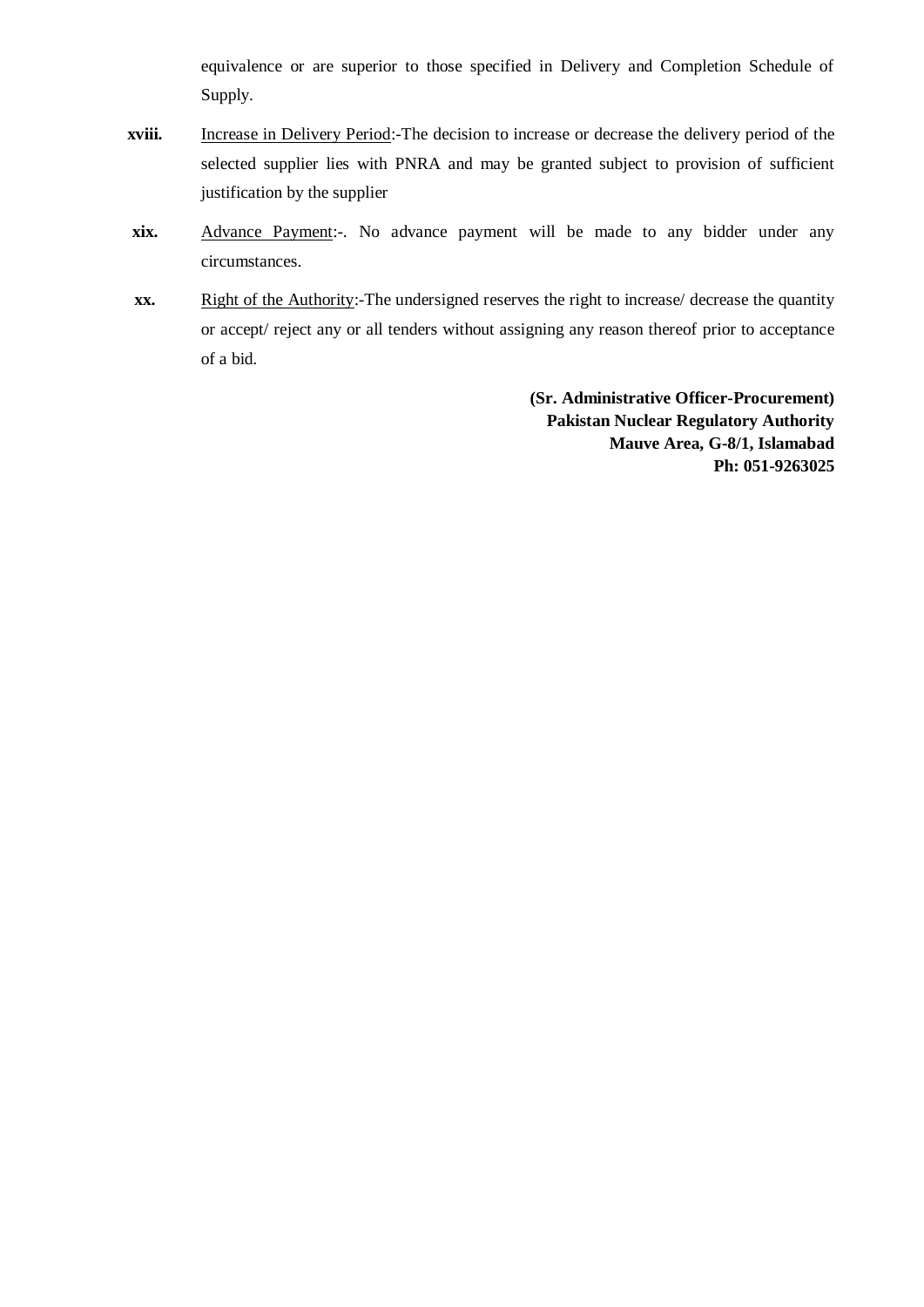equivalence or are superior to those specified in Delivery and Completion Schedule of Supply.

**xviii.** Increase in Delivery Period:-The decision to increase or decrease the delivery period of the selected supplier lies with PNRA and may be granted subject to provision of sufficient justification by the supplier

**xix.** Advance Payment:-. No advance payment will be made to any bidder under any circumstances.

**xx.** Right of the Authority:-The undersigned reserves the right to increase/ decrease the quantity or accept/ reject any or all tenders without assigning any reason thereof prior to acceptance of a bid.

**(Sr. Administrative Officer-Procurement)**
**Pakistan Nuclear Regulatory Authority**
**Mauve Area, G-8/1, Islamabad**
**Ph: 051-9263025**